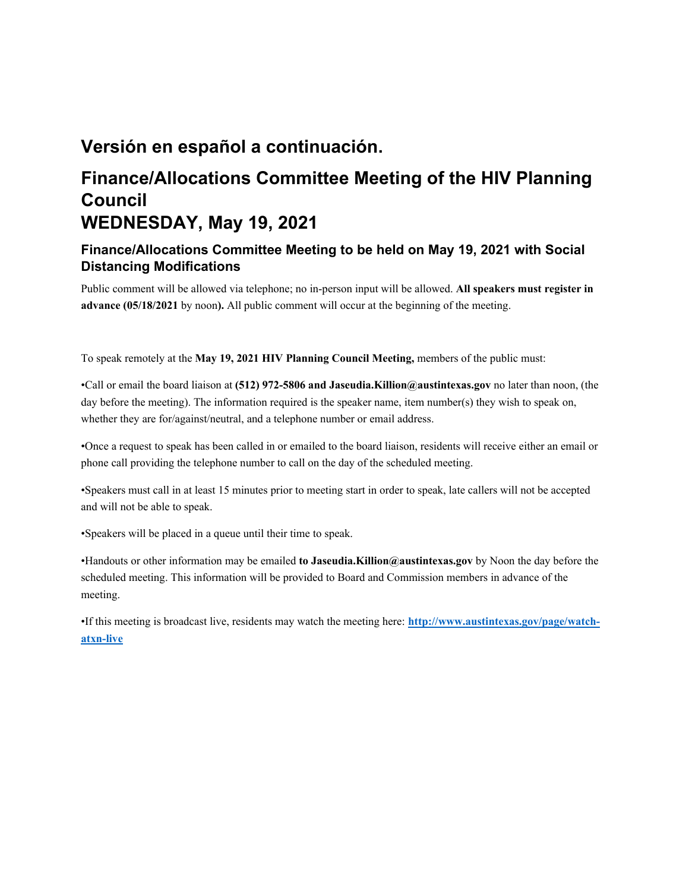## Versión en español a continuación.

# Finance/Allocations Committee Meeting of the HIV Planning Council
# WEDNESDAY, May 19, 2021

### Finance/Allocations Committee Meeting to be held on May 19, 2021 with Social Distancing Modifications

Public comment will be allowed via telephone; no in-person input will be allowed. **All speakers must register in advance (05/18/2021** by noon**).** All public comment will occur at the beginning of the meeting.

To speak remotely at the **May 19, 2021 HIV Planning Council Meeting,** members of the public must:

•Call or email the board liaison at **(512) 972-5806 and Jaseudia.Killion@austintexas.gov** no later than noon, (the day before the meeting). The information required is the speaker name, item number(s) they wish to speak on, whether they are for/against/neutral, and a telephone number or email address.

•Once a request to speak has been called in or emailed to the board liaison, residents will receive either an email or phone call providing the telephone number to call on the day of the scheduled meeting.

•Speakers must call in at least 15 minutes prior to meeting start in order to speak, late callers will not be accepted and will not be able to speak.

•Speakers will be placed in a queue until their time to speak.

•Handouts or other information may be emailed **to Jaseudia.Killion@austintexas.gov** by Noon the day before the scheduled meeting. This information will be provided to Board and Commission members in advance of the meeting.

•If this meeting is broadcast live, residents may watch the meeting here: **[http://www.austintexas.gov/page/watch-atxn-live](http://www.austintexas.gov/page/watch-atxn-live)**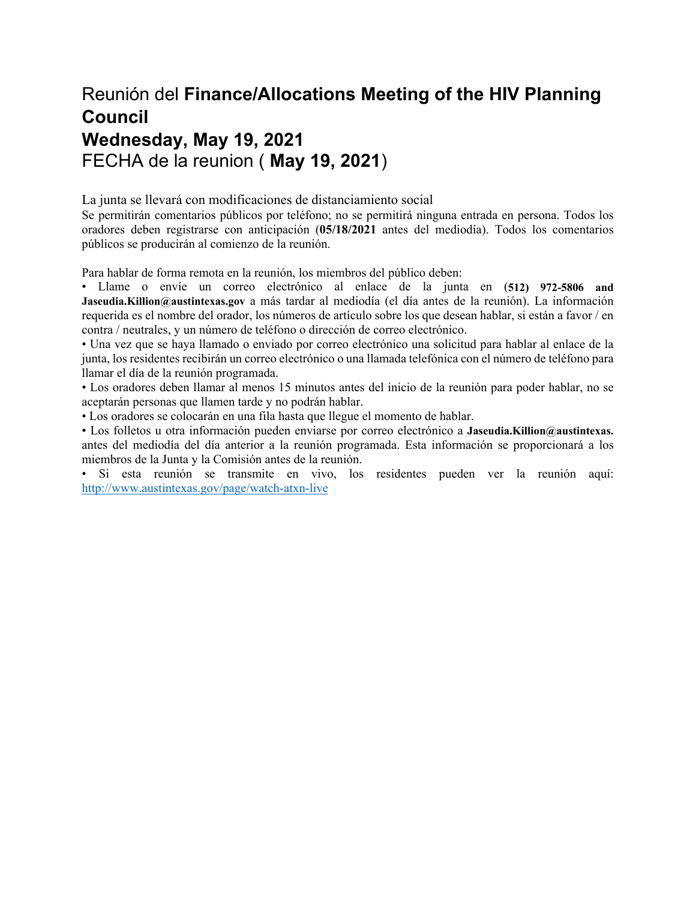# Reunión del **Finance/Allocations Meeting of the HIV Planning Council**

## **Wednesday, May 19, 2021**

## FECHA de la reunion ( **May 19, 2021**)

La junta se llevará con modificaciones de distanciamiento social

Se permitirán comentarios públicos por teléfono; no se permitirá ninguna entrada en persona. Todos los oradores deben registrarse con anticipación (**05/18/2021** antes del mediodía). Todos los comentarios públicos se producirán al comienzo de la reunión.

Para hablar de forma remota en la reunión, los miembros del público deben:

- Llame o envíe un correo electrónico al enlace de la junta en **(512) 972-5806 and Jaseudia.Killion@austintexas.gov** a más tardar al mediodía (el día antes de la reunión). La información requerida es el nombre del orador, los números de artículo sobre los que desean hablar, si están a favor / en contra / neutrales, y un número de teléfono o dirección de correo electrónico.
- Una vez que se haya llamado o enviado por correo electrónico una solicitud para hablar al enlace de la junta, los residentes recibirán un correo electrónico o una llamada telefónica con el número de teléfono para llamar el día de la reunión programada.
- Los oradores deben llamar al menos 15 minutos antes del inicio de la reunión para poder hablar, no se aceptarán personas que llamen tarde y no podrán hablar.
- Los oradores se colocarán en una fila hasta que llegue el momento de hablar.
- Los folletos u otra información pueden enviarse por correo electrónico a **Jaseudia.Killion@austintexas.** antes del mediodía del día anterior a la reunión programada. Esta información se proporcionará a los miembros de la Junta y la Comisión antes de la reunión.
- Si esta reunión se transmite en vivo, los residentes pueden ver la reunión aquí: [http://www.austintexas.gov/page/watch-atxn-live](http://www.austintexas.gov/page/watch-atxn-live)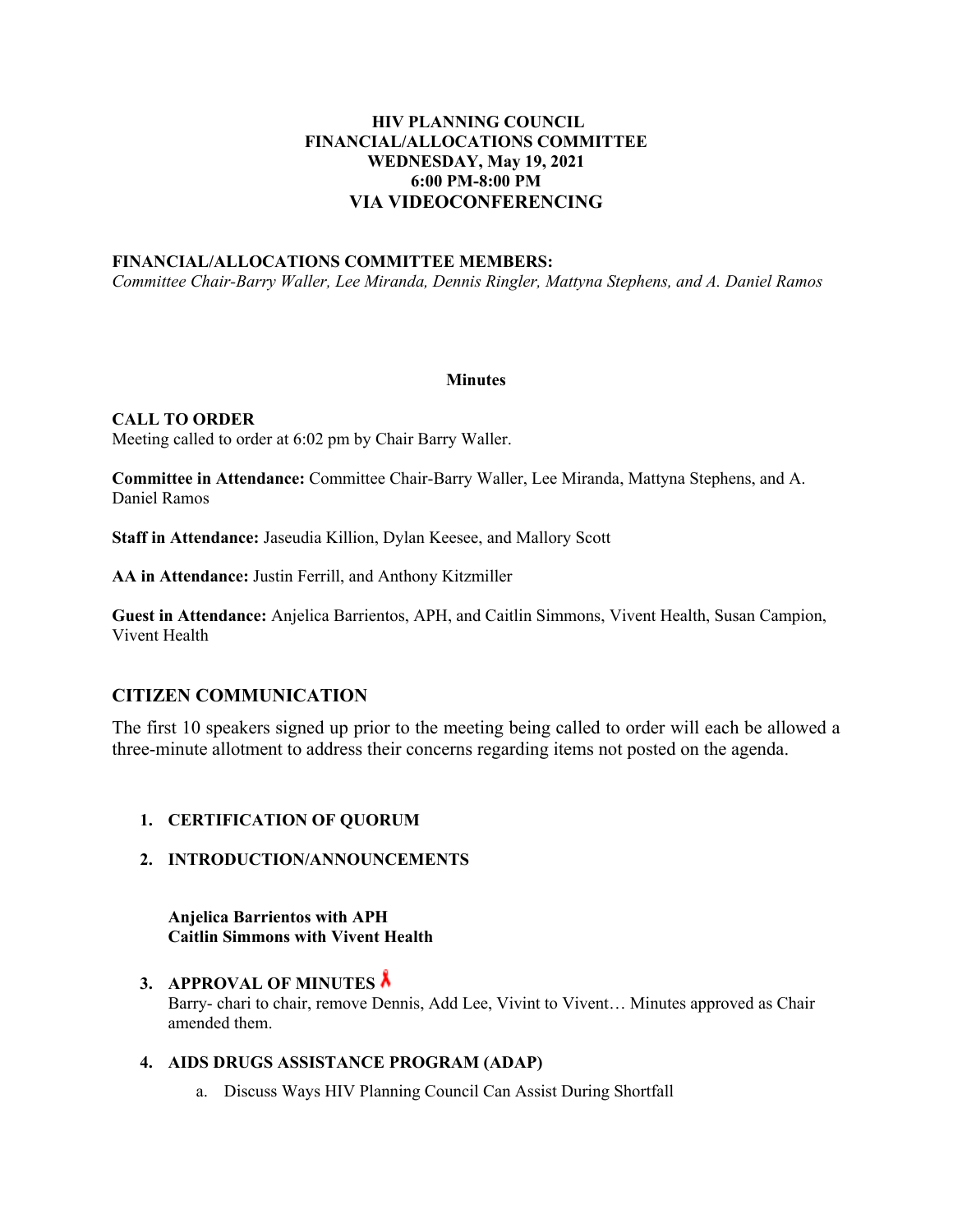**HIV PLANNING COUNCIL**
**FINANCIAL/ALLOCATIONS COMMITTEE**
**WEDNESDAY, May 19, 2021**
**6:00 PM-8:00 PM**
**VIA VIDEOCONFERENCING**

**FINANCIAL/ALLOCATIONS COMMITTEE MEMBERS:**
*Committee Chair-Barry Waller, Lee Miranda, Dennis Ringler, Mattyna Stephens, and A. Daniel Ramos*

**Minutes**

**CALL TO ORDER**
Meeting called to order at 6:02 pm by Chair Barry Waller.

**Committee in Attendance:** Committee Chair-Barry Waller, Lee Miranda, Mattyna Stephens, and A. Daniel Ramos

**Staff in Attendance:** Jaseudia Killion, Dylan Keesee, and Mallory Scott

**AA in Attendance:** Justin Ferrill, and Anthony Kitzmiller

**Guest in Attendance:** Anjelica Barrientos, APH, and Caitlin Simmons, Vivent Health, Susan Campion, Vivent Health

## CITIZEN COMMUNICATION

The first 10 speakers signed up prior to the meeting being called to order will each be allowed a three-minute allotment to address their concerns regarding items not posted on the agenda.

1. **CERTIFICATION OF QUORUM**

2. **INTRODUCTION/ANNOUNCEMENTS**

   **Anjelica Barrientos with APH**
   **Caitlin Simmons with Vivent Health**

3. **APPROVAL OF MINUTES**
   Barry- chari to chair, remove Dennis, Add Lee, Vivint to Vivent… Minutes approved as Chair amended them.

4. **AIDS DRUGS ASSISTANCE PROGRAM (ADAP)**
   a. Discuss Ways HIV Planning Council Can Assist During Shortfall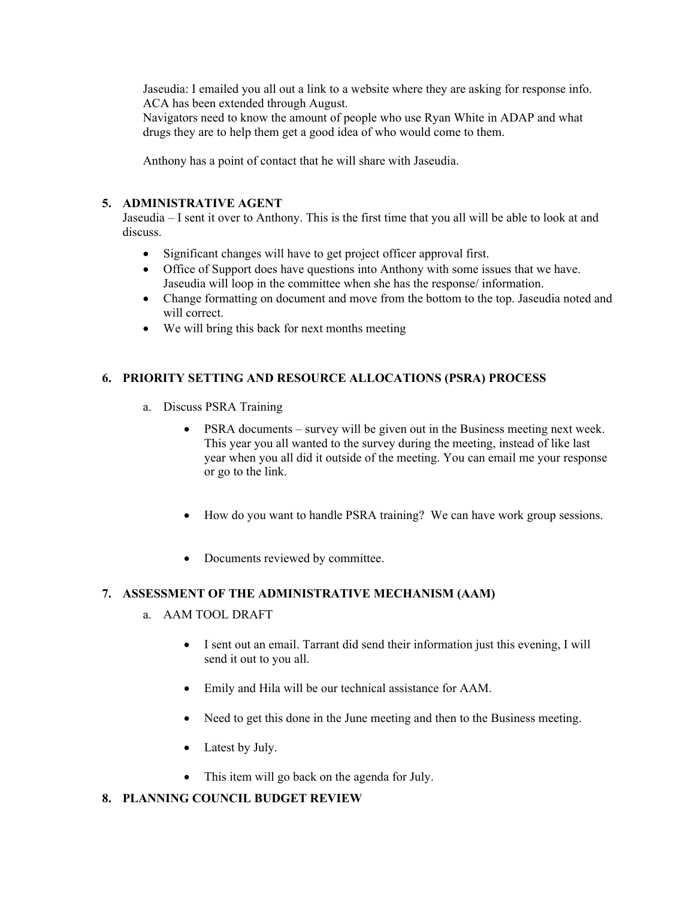Jaseudia: I emailed you all out a link to a website where they are asking for response info. ACA has been extended through August.
Navigators need to know the amount of people who use Ryan White in ADAP and what drugs they are to help them get a good idea of who would come to them.

Anthony has a point of contact that he will share with Jaseudia.

## 5. ADMINISTRATIVE AGENT

Jaseudia – I sent it over to Anthony. This is the first time that you all will be able to look at and discuss.

- Significant changes will have to get project officer approval first.
- Office of Support does have questions into Anthony with some issues that we have. Jaseudia will loop in the committee when she has the response/ information.
- Change formatting on document and move from the bottom to the top. Jaseudia noted and will correct.
- We will bring this back for next months meeting

## 6. PRIORITY SETTING AND RESOURCE ALLOCATIONS (PSRA) PROCESS

a. Discuss PSRA Training

- PSRA documents – survey will be given out in the Business meeting next week. This year you all wanted to the survey during the meeting, instead of like last year when you all did it outside of the meeting. You can email me your response or go to the link.
- How do you want to handle PSRA training? We can have work group sessions.
- Documents reviewed by committee.

## 7. ASSESSMENT OF THE ADMINISTRATIVE MECHANISM (AAM)

a. AAM TOOL DRAFT

- I sent out an email. Tarrant did send their information just this evening, I will send it out to you all.
- Emily and Hila will be our technical assistance for AAM.
- Need to get this done in the June meeting and then to the Business meeting.
- Latest by July.
- This item will go back on the agenda for July.

## 8. PLANNING COUNCIL BUDGET REVIEW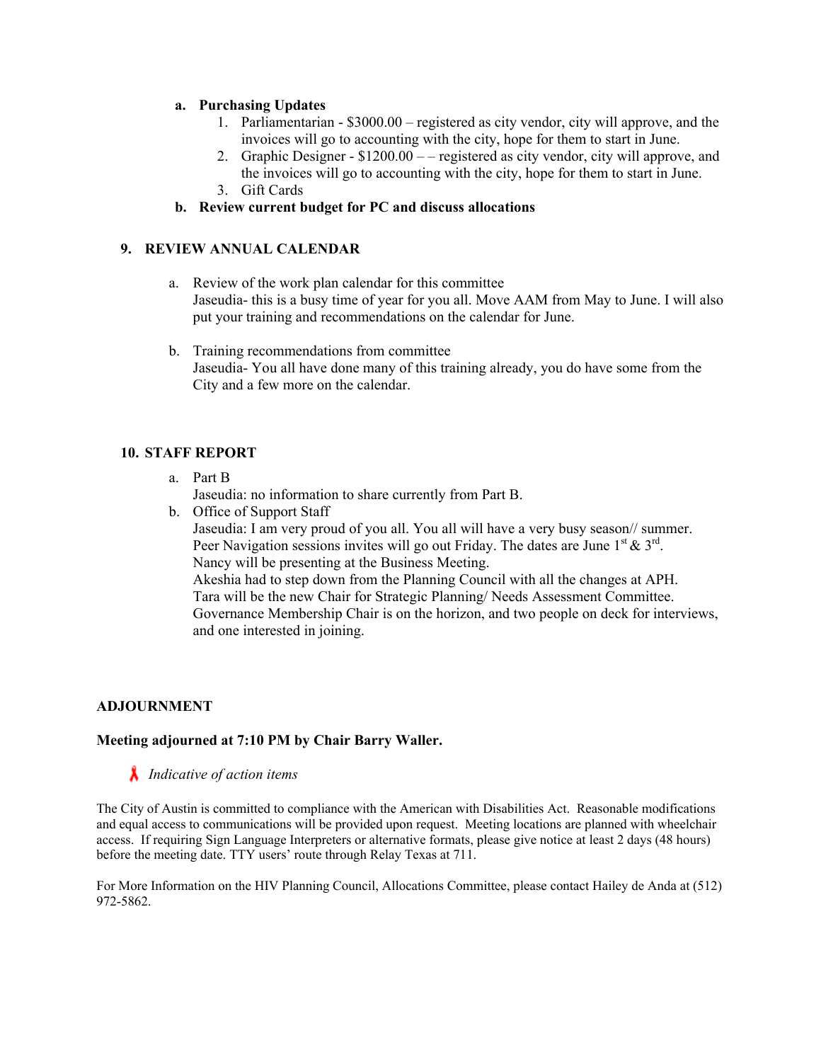**a. Purchasing Updates**

1. Parliamentarian - $3000.00 – registered as city vendor, city will approve, and the invoices will go to accounting with the city, hope for them to start in June.
2. Graphic Designer - $1200.00 – – registered as city vendor, city will approve, and the invoices will go to accounting with the city, hope for them to start in June.
3. Gift Cards

**b. Review current budget for PC and discuss allocations**

## 9. REVIEW ANNUAL CALENDAR

a. Review of the work plan calendar for this committee
Jaseudia- this is a busy time of year for you all. Move AAM from May to June. I will also put your training and recommendations on the calendar for June.

b. Training recommendations from committee
Jaseudia- You all have done many of this training already, you do have some from the City and a few more on the calendar.

## 10. STAFF REPORT

a. Part B
Jaseudia: no information to share currently from Part B.

b. Office of Support Staff
Jaseudia: I am very proud of you all. You all will have a very busy season// summer.
Peer Navigation sessions invites will go out Friday. The dates are June 1st & 3rd.
Nancy will be presenting at the Business Meeting.
Akeshia had to step down from the Planning Council with all the changes at APH.
Tara will be the new Chair for Strategic Planning/ Needs Assessment Committee.
Governance Membership Chair is on the horizon, and two people on deck for interviews, and one interested in joining.

## ADJOURNMENT

**Meeting adjourned at 7:10 PM by Chair Barry Waller.**

*Indicative of action items*

The City of Austin is committed to compliance with the American with Disabilities Act. Reasonable modifications and equal access to communications will be provided upon request. Meeting locations are planned with wheelchair access. If requiring Sign Language Interpreters or alternative formats, please give notice at least 2 days (48 hours) before the meeting date. TTY users' route through Relay Texas at 711.

For More Information on the HIV Planning Council, Allocations Committee, please contact Hailey de Anda at (512) 972-5862.